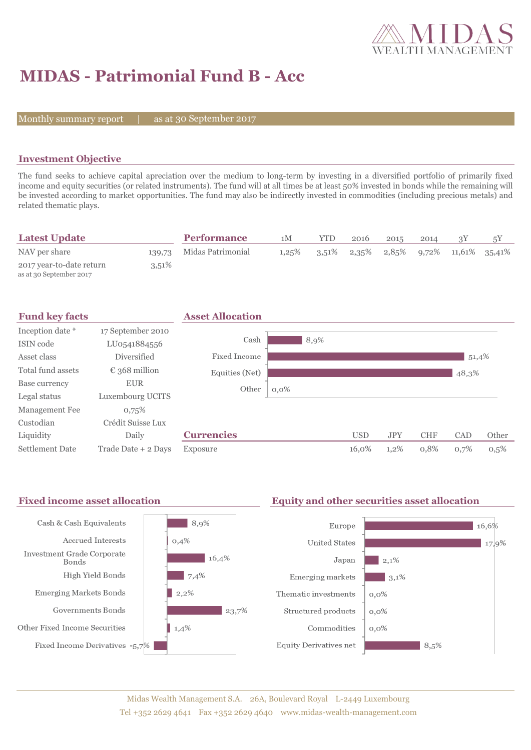MIDAS WEALTH MANAGEMENT

# MIDAS - Patrimonial Fund B - Acc

Monthly summary report | as at 30 September 2017

## Investment Objective

The fund seeks to achieve capital apreciation over the medium to long-term by investing in a diversified portfolio of primarily fixed income and equity securities (or related instruments). The fund will at all times be at least 50% invested in bonds while the remaining will be invested according to market opportunities. The fund may also be indirectly invested in commodities (including precious metals) and related thematic plays.

## Latest Update

| | |
|---|---|
| NAV per share | 139,73 |
| 2017 year-to-date return<br>as at 30 September 2017 | 3,51% |

## Performance

| | 1M | YTD | 2016 | 2015 | 2014 | 3Y | 5Y |
|---|---|---|---|---|---|---|---|
| Midas Patrimonial | 1,25% | 3,51% | 2,35% | 2,85% | 9,72% | 11,61% | 35,41% |

## Fund key facts

| | |
|---|---|
| Inception date * | 17 September 2010 |
| ISIN code | LU0541884556 |
| Asset class | Diversified |
| Total fund assets | € 368 million |
| Base currency | EUR |
| Legal status | Luxembourg UCITS |
| Management Fee | 0,75% |
| Custodian | Crédit Suisse Lux |
| Liquidity | Daily |
| Settlement Date | Trade Date + 2 Days |

## Asset Allocation

| | |
|---|---|
| Cash | 8,9% |
| Fixed Income | 51,4% |
| Equities (Net) | 48,3% |
| Other | 0,0% |

## Currencies

| | USD | JPY | CHF | CAD | Other |
|---|---|---|---|---|---|
| Exposure | 16,0% | 1,2% | 0,8% | 0,7% | 0,5% |

## Fixed income asset allocation

| | |
|---|---|
| Cash & Cash Equivalents | 8,9% |
| Accrued Interests | 0,4% |
| Investment Grade Corporate Bonds | 16,4% |
| High Yield Bonds | 7,4% |
| Emerging Markets Bonds | 2,2% |
| Governments Bonds | 23,7% |
| Other Fixed Income Securities | 1,4% |
| Fixed Income Derivatives | -5,7% |

## Equity and other securities asset allocation

| | |
|---|---|
| Europe | 16,6% |
| United States | 17,9% |
| Japan | 2,1% |
| Emerging markets | 3,1% |
| Thematic investments | 0,0% |
| Structured products | 0,0% |
| Commodities | 0,0% |
| Equity Derivatives net | 8,5% |

Midas Wealth Management S.A. 26A, Boulevard Royal L-2449 Luxembourg
Tel +352 2629 4641 Fax +352 2629 4640 www.midas-wealth-management.com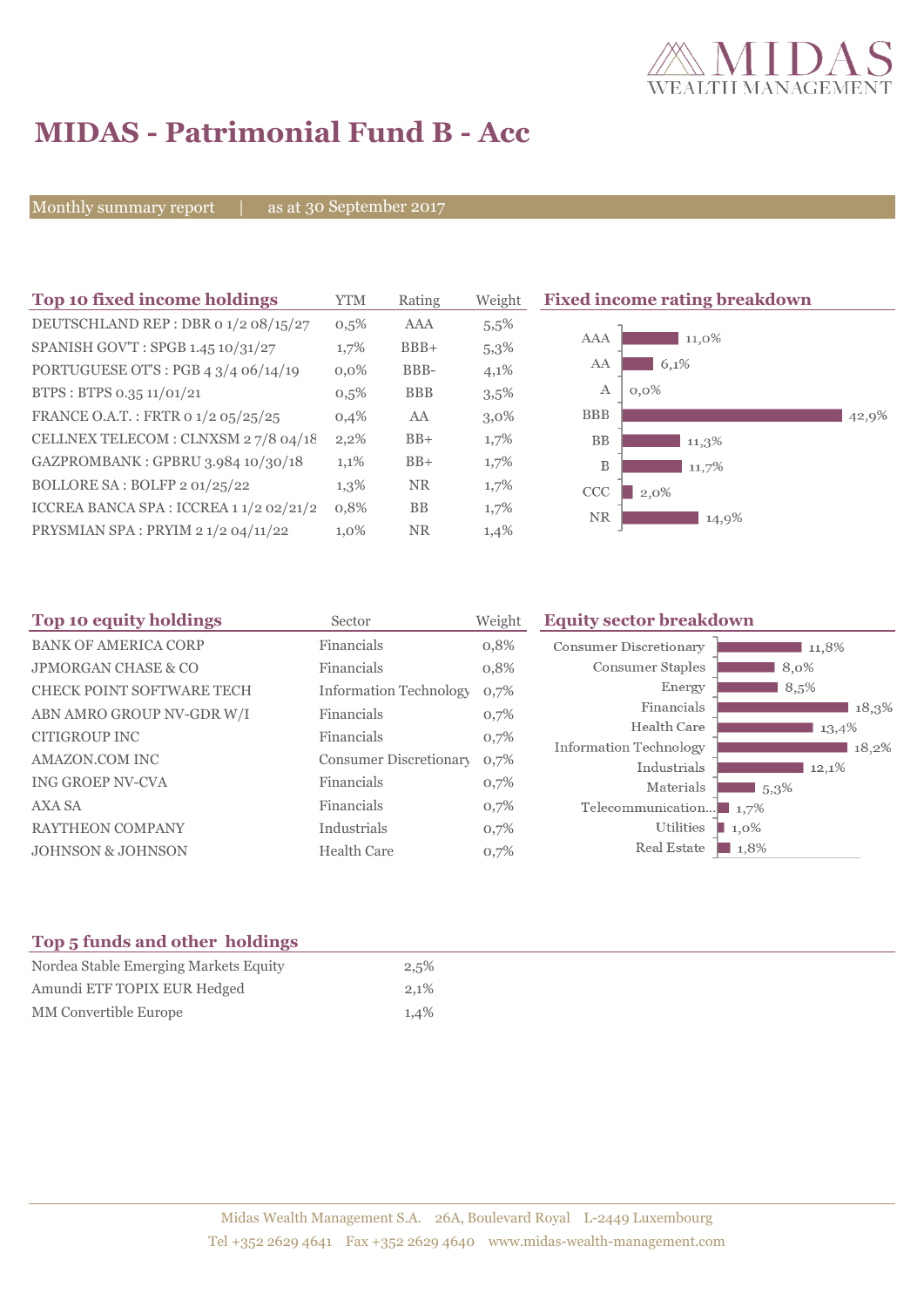# MIDAS - Patrimonial Fund B - Acc

Monthly summary report | as at 30 September 2017

## Top 10 fixed income holdings

| Top 10 fixed income holdings | YTM | Rating | Weight |
|---|---|---|---|
| DEUTSCHLAND REP : DBR 0 1/2 08/15/27 | 0,5% | AAA | 5,5% |
| SPANISH GOV'T : SPGB 1.45 10/31/27 | 1,7% | BBB+ | 5,3% |
| PORTUGUESE OT'S : PGB 4 3/4 06/14/19 | 0,0% | BBB- | 4,1% |
| BTPS : BTPS 0.35 11/01/21 | 0,5% | BBB | 3,5% |
| FRANCE O.A.T. : FRTR 0 1/2 05/25/25 | 0,4% | AA | 3,0% |
| CELLNEX TELECOM : CLNXSM 2 7/8 04/18 | 2,2% | BB+ | 1,7% |
| GAZPROMBANK : GPBRU 3.984 10/30/18 | 1,1% | BB+ | 1,7% |
| BOLLORE SA : BOLFP 2 01/25/22 | 1,3% | NR | 1,7% |
| ICCREA BANCA SPA : ICCREA 1 1/2 02/21/2 | 0,8% | BB | 1,7% |
| PRYSMIAN SPA : PRYIM 2 1/2 04/11/22 | 1,0% | NR | 1,4% |

## Fixed income rating breakdown

| Rating | Weight |
|---|---|
| AAA | 11,0% |
| AA | 6,1% |
| A | 0,0% |
| BBB | 42,9% |
| BB | 11,3% |
| B | 11,7% |
| CCC | 2,0% |
| NR | 14,9% |

## Top 10 equity holdings

| Top 10 equity holdings | Sector | Weight |
|---|---|---|
| BANK OF AMERICA CORP | Financials | 0,8% |
| JPMORGAN CHASE & CO | Financials | 0,8% |
| CHECK POINT SOFTWARE TECH | Information Technology | 0,7% |
| ABN AMRO GROUP NV-GDR W/I | Financials | 0,7% |
| CITIGROUP INC | Financials | 0,7% |
| AMAZON.COM INC | Consumer Discretionary | 0,7% |
| ING GROEP NV-CVA | Financials | 0,7% |
| AXA SA | Financials | 0,7% |
| RAYTHEON COMPANY | Industrials | 0,7% |
| JOHNSON & JOHNSON | Health Care | 0,7% |

## Equity sector breakdown

| Sector | Weight |
|---|---|
| Consumer Discretionary | 11,8% |
| Consumer Staples | 8,0% |
| Energy | 8,5% |
| Financials | 18,3% |
| Health Care | 13,4% |
| Information Technology | 18,2% |
| Industrials | 12,1% |
| Materials | 5,3% |
| Telecommunication... | 1,7% |
| Utilities | 1,0% |
| Real Estate | 1,8% |

## Top 5 funds and other holdings

| Top 5 funds and other holdings | |
|---|---|
| Nordea Stable Emerging Markets Equity | 2,5% |
| Amundi ETF TOPIX EUR Hedged | 2,1% |
| MM Convertible Europe | 1,4% |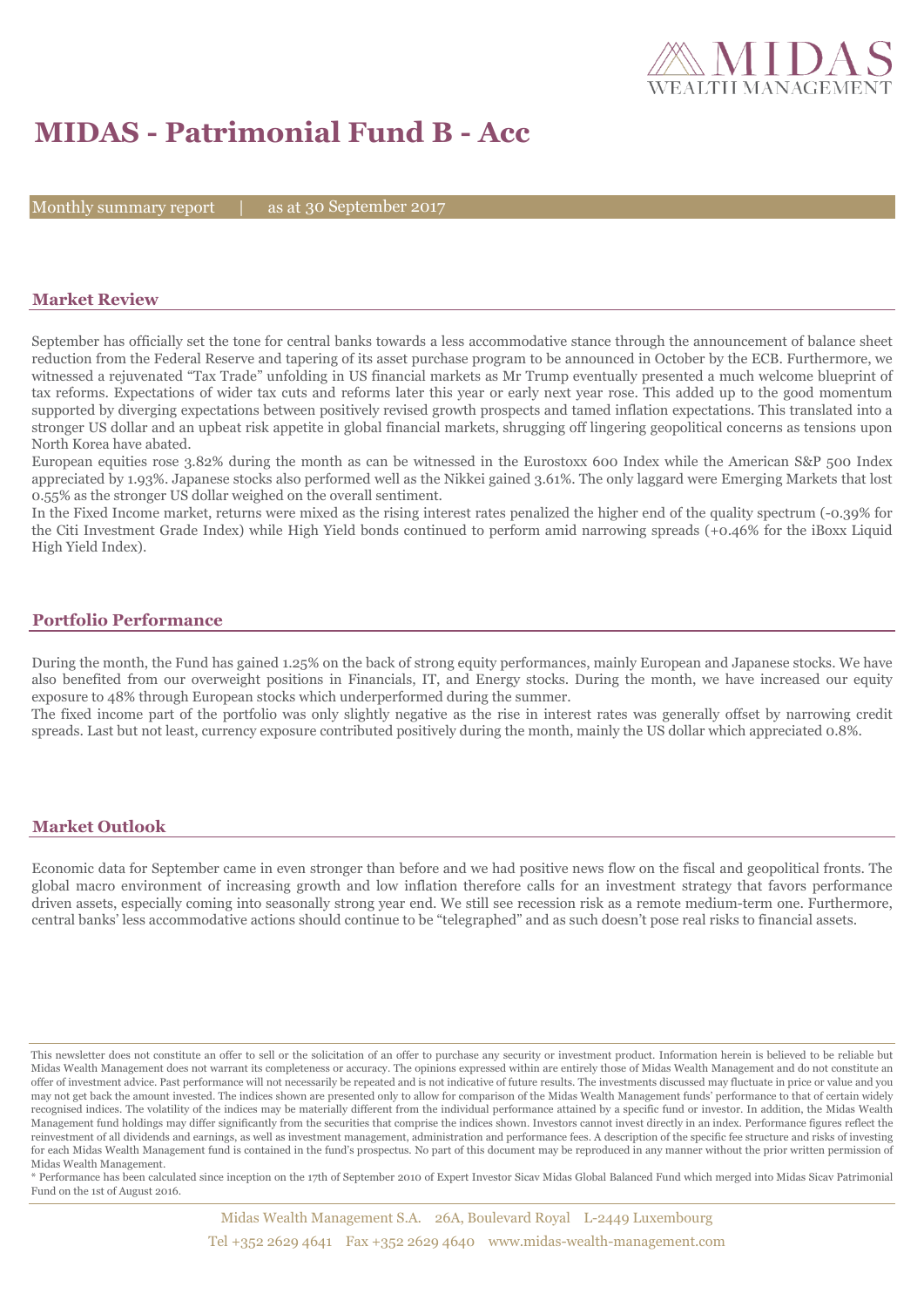# MIDAS - Patrimonial Fund B - Acc

Monthly summary report | as at 30 September 2017

## Market Review

September has officially set the tone for central banks towards a less accommodative stance through the announcement of balance sheet reduction from the Federal Reserve and tapering of its asset purchase program to be announced in October by the ECB. Furthermore, we witnessed a rejuvenated "Tax Trade" unfolding in US financial markets as Mr Trump eventually presented a much welcome blueprint of tax reforms. Expectations of wider tax cuts and reforms later this year or early next year rose. This added up to the good momentum supported by diverging expectations between positively revised growth prospects and tamed inflation expectations. This translated into a stronger US dollar and an upbeat risk appetite in global financial markets, shrugging off lingering geopolitical concerns as tensions upon North Korea have abated.

European equities rose 3.82% during the month as can be witnessed in the Eurostoxx 600 Index while the American S&P 500 Index appreciated by 1.93%. Japanese stocks also performed well as the Nikkei gained 3.61%. The only laggard were Emerging Markets that lost 0.55% as the stronger US dollar weighed on the overall sentiment.

In the Fixed Income market, returns were mixed as the rising interest rates penalized the higher end of the quality spectrum (-0.39% for the Citi Investment Grade Index) while High Yield bonds continued to perform amid narrowing spreads (+0.46% for the iBoxx Liquid High Yield Index).

## Portfolio Performance

During the month, the Fund has gained 1.25% on the back of strong equity performances, mainly European and Japanese stocks. We have also benefited from our overweight positions in Financials, IT, and Energy stocks. During the month, we have increased our equity exposure to 48% through European stocks which underperformed during the summer.

The fixed income part of the portfolio was only slightly negative as the rise in interest rates was generally offset by narrowing credit spreads. Last but not least, currency exposure contributed positively during the month, mainly the US dollar which appreciated 0.8%.

## Market Outlook

Economic data for September came in even stronger than before and we had positive news flow on the fiscal and geopolitical fronts. The global macro environment of increasing growth and low inflation therefore calls for an investment strategy that favors performance driven assets, especially coming into seasonally strong year end. We still see recession risk as a remote medium-term one. Furthermore, central banks' less accommodative actions should continue to be "telegraphed" and as such doesn't pose real risks to financial assets.

This newsletter does not constitute an offer to sell or the solicitation of an offer to purchase any security or investment product. Information herein is believed to be reliable but Midas Wealth Management does not warrant its completeness or accuracy. The opinions expressed within are entirely those of Midas Wealth Management and do not constitute an offer of investment advice. Past performance will not necessarily be repeated and is not indicative of future results. The investments discussed may fluctuate in price or value and you may not get back the amount invested. The indices shown are presented only to allow for comparison of the Midas Wealth Management funds' performance to that of certain widely recognised indices. The volatility of the indices may be materially different from the individual performance attained by a specific fund or investor. In addition, the Midas Wealth Management fund holdings may differ significantly from the securities that comprise the indices shown. Investors cannot invest directly in an index. Performance figures reflect the reinvestment of all dividends and earnings, as well as investment management, administration and performance fees. A description of the specific fee structure and risks of investing for each Midas Wealth Management fund is contained in the fund's prospectus. No part of this document may be reproduced in any manner without the prior written permission of Midas Wealth Management.

* Performance has been calculated since inception on the 17th of September 2010 of Expert Investor Sicav Midas Global Balanced Fund which merged into Midas Sicav Patrimonial Fund on the 1st of August 2016.

Midas Wealth Management S.A. 26A, Boulevard Royal L-2449 Luxembourg

Tel +352 2629 4641 Fax +352 2629 4640 www.midas-wealth-management.com